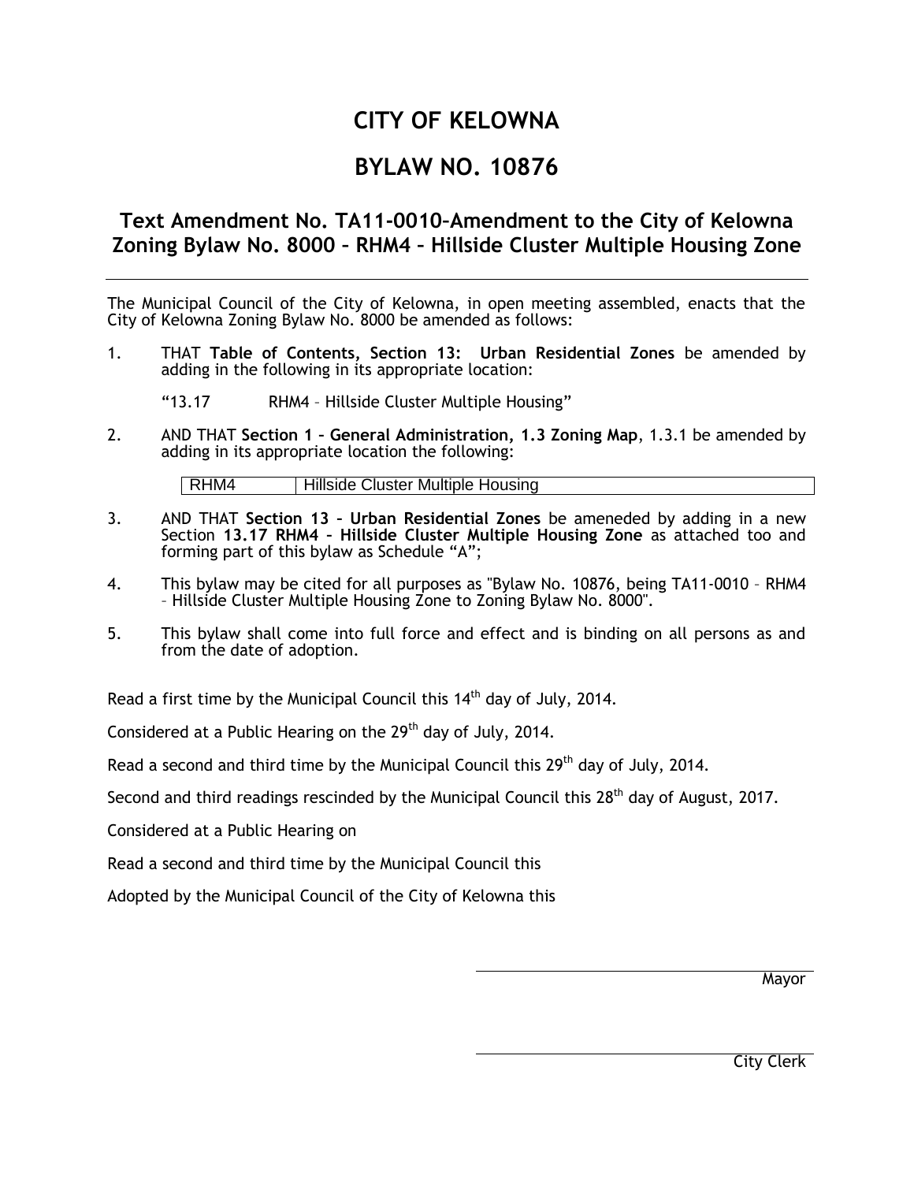# CITY OF KELOWNA

# BYLAW NO. 10876

## Text Amendment No. TA11-0010–Amendment to the City of Kelowna Zoning Bylaw No. 8000 – RHM4 – Hillside Cluster Multiple Housing Zone

---

The Municipal Council of the City of Kelowna, in open meeting assembled, enacts that the City of Kelowna Zoning Bylaw No. 8000 be amended as follows:

1. THAT **Table of Contents, Section 13: Urban Residential Zones** be amended by adding in the following in its appropriate location:

   "13.17 RHM4 – Hillside Cluster Multiple Housing"

2. AND THAT **Section 1 – General Administration, 1.3 Zoning Map**, 1.3.1 be amended by adding in its appropriate location the following:

   | RHM4 | Hillside Cluster Multiple Housing |
   |---|---|

3. AND THAT **Section 13 – Urban Residential Zones** be ameneded by adding in a new Section **13.17 RHM4 – Hillside Cluster Multiple Housing Zone** as attached too and forming part of this bylaw as Schedule "A";

4. This bylaw may be cited for all purposes as "Bylaw No. 10876, being TA11-0010 – RHM4 – Hillside Cluster Multiple Housing Zone to Zoning Bylaw No. 8000".

5. This bylaw shall come into full force and effect and is binding on all persons as and from the date of adoption.

Read a first time by the Municipal Council this 14th day of July, 2014.

Considered at a Public Hearing on the 29th day of July, 2014.

Read a second and third time by the Municipal Council this 29th day of July, 2014.

Second and third readings rescinded by the Municipal Council this 28th day of August, 2017.

Considered at a Public Hearing on

Read a second and third time by the Municipal Council this

Adopted by the Municipal Council of the City of Kelowna this

Mayor

City Clerk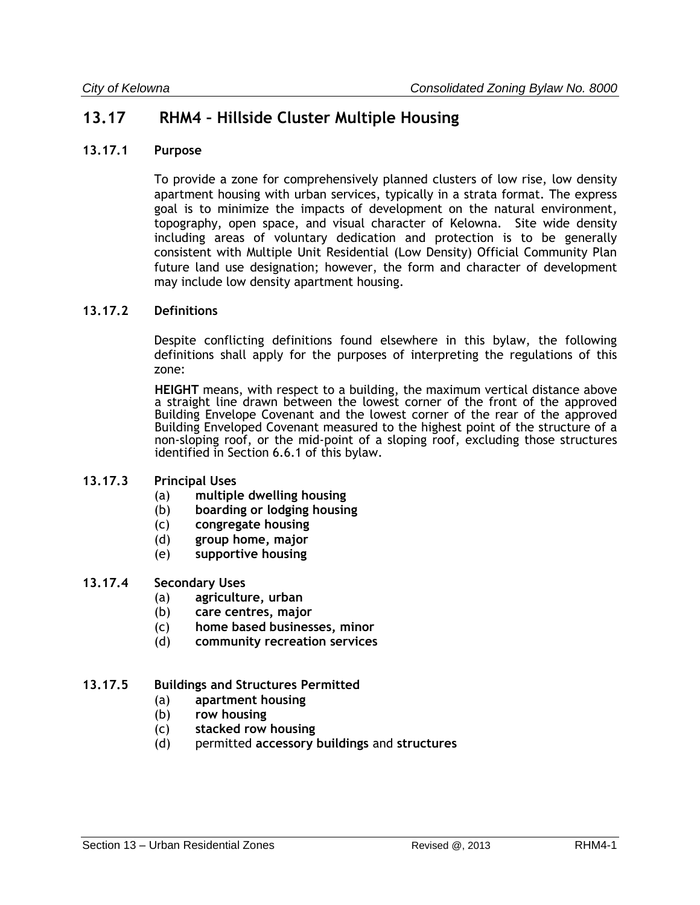## 13.17 RHM4 – Hillside Cluster Multiple Housing

### 13.17.1 Purpose

To provide a zone for comprehensively planned clusters of low rise, low density apartment housing with urban services, typically in a strata format. The express goal is to minimize the impacts of development on the natural environment, topography, open space, and visual character of Kelowna. Site wide density including areas of voluntary dedication and protection is to be generally consistent with Multiple Unit Residential (Low Density) Official Community Plan future land use designation; however, the form and character of development may include low density apartment housing.

### 13.17.2 Definitions

Despite conflicting definitions found elsewhere in this bylaw, the following definitions shall apply for the purposes of interpreting the regulations of this zone:

**HEIGHT** means, with respect to a building, the maximum vertical distance above a straight line drawn between the lowest corner of the front of the approved Building Envelope Covenant and the lowest corner of the rear of the approved Building Enveloped Covenant measured to the highest point of the structure of a non-sloping roof, or the mid-point of a sloping roof, excluding those structures identified in Section 6.6.1 of this bylaw.

### 13.17.3 Principal Uses

(a) **multiple dwelling housing**
(b) **boarding or lodging housing**
(c) **congregate housing**
(d) **group home, major**
(e) **supportive housing**

### 13.17.4 Secondary Uses

(a) **agriculture, urban**
(b) **care centres, major**
(c) **home based businesses, minor**
(d) **community recreation services**

### 13.17.5 Buildings and Structures Permitted

(a) **apartment housing**
(b) **row housing**
(c) **stacked row housing**
(d) permitted **accessory buildings** and **structures**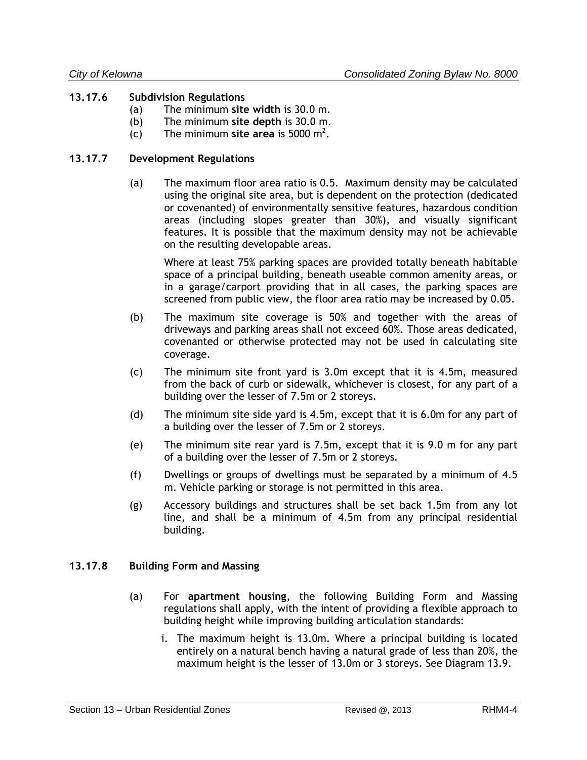### 13.17.6 Subdivision Regulations

(a) The minimum **site width** is 30.0 m.

(b) The minimum **site depth** is 30.0 m.

(c) The minimum **site area** is 5000 $m^2$.

### 13.17.7 Development Regulations

(a) The maximum floor area ratio is 0.5. Maximum density may be calculated using the original site area, but is dependent on the protection (dedicated or covenanted) of environmentally sensitive features, hazardous condition areas (including slopes greater than 30%), and visually significant features. It is possible that the maximum density may not be achievable on the resulting developable areas.

Where at least 75% parking spaces are provided totally beneath habitable space of a principal building, beneath useable common amenity areas, or in a garage/carport providing that in all cases, the parking spaces are screened from public view, the floor area ratio may be increased by 0.05.

(b) The maximum site coverage is 50% and together with the areas of driveways and parking areas shall not exceed 60%. Those areas dedicated, covenanted or otherwise protected may not be used in calculating site coverage.

(c) The minimum site front yard is 3.0m except that it is 4.5m, measured from the back of curb or sidewalk, whichever is closest, for any part of a building over the lesser of 7.5m or 2 storeys.

(d) The minimum site side yard is 4.5m, except that it is 6.0m for any part of a building over the lesser of 7.5m or 2 storeys.

(e) The minimum site rear yard is 7.5m, except that it is 9.0 m for any part of a building over the lesser of 7.5m or 2 storeys.

(f) Dwellings or groups of dwellings must be separated by a minimum of 4.5 m. Vehicle parking or storage is not permitted in this area.

(g) Accessory buildings and structures shall be set back 1.5m from any lot line, and shall be a minimum of 4.5m from any principal residential building.

### 13.17.8 Building Form and Massing

(a) For **apartment housing**, the following Building Form and Massing regulations shall apply, with the intent of providing a flexible approach to building height while improving building articulation standards:

i. The maximum height is 13.0m. Where a principal building is located entirely on a natural bench having a natural grade of less than 20%, the maximum height is the lesser of 13.0m or 3 storeys. See Diagram 13.9.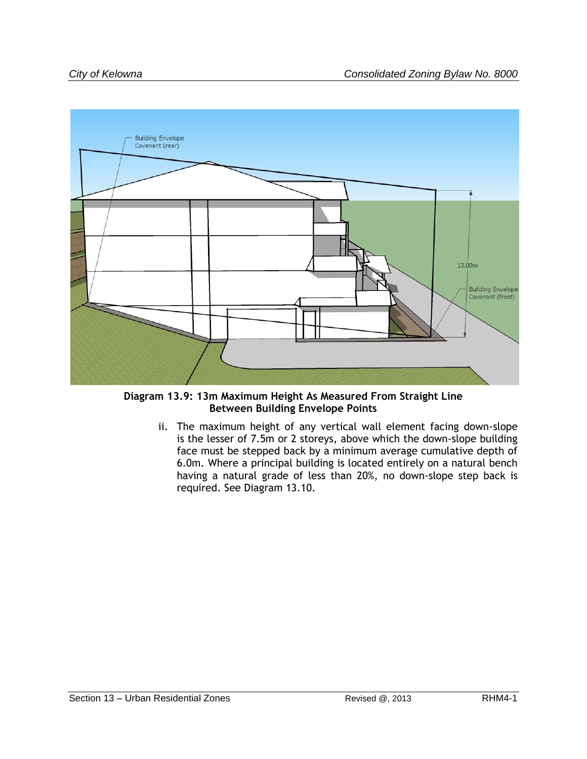**Diagram 13.9: 13m Maximum Height As Measured From Straight Line Between Building Envelope Points**

ii. The maximum height of any vertical wall element facing down-slope is the lesser of 7.5m or 2 storeys, above which the down-slope building face must be stepped back by a minimum average cumulative depth of 6.0m. Where a principal building is located entirely on a natural bench having a natural grade of less than 20%, no down-slope step back is required. See Diagram 13.10.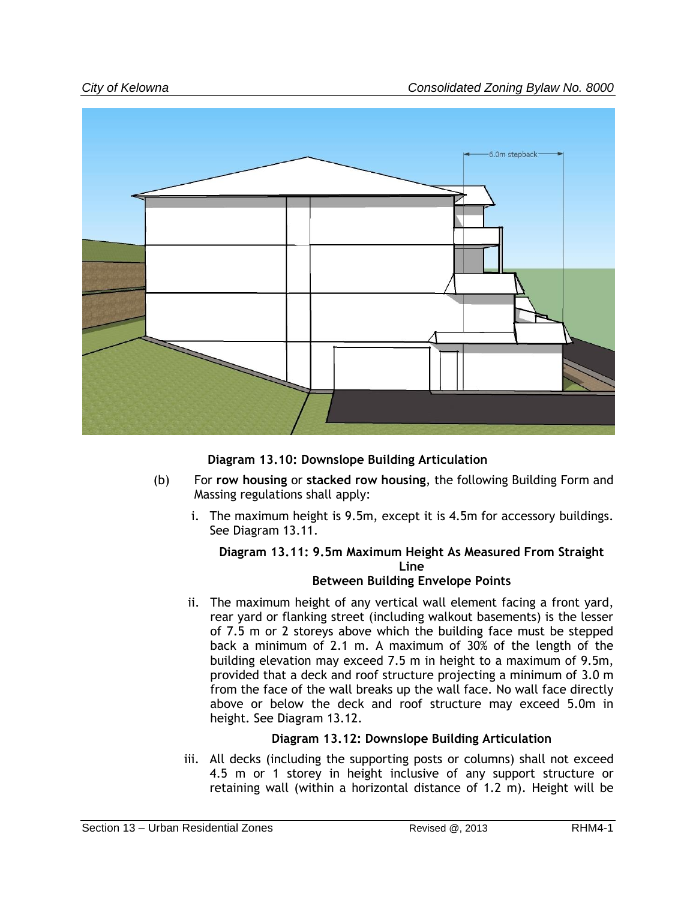**Diagram 13.10: Downslope Building Articulation**

(b) For **row housing** or **stacked row housing**, the following Building Form and Massing regulations shall apply:

i. The maximum height is 9.5m, except it is 4.5m for accessory buildings. See Diagram 13.11.

**Diagram 13.11: 9.5m Maximum Height As Measured From Straight Line Between Building Envelope Points**

ii. The maximum height of any vertical wall element facing a front yard, rear yard or flanking street (including walkout basements) is the lesser of 7.5 m or 2 storeys above which the building face must be stepped back a minimum of 2.1 m. A maximum of 30% of the length of the building elevation may exceed 7.5 m in height to a maximum of 9.5m, provided that a deck and roof structure projecting a minimum of 3.0 m from the face of the wall breaks up the wall face. No wall face directly above or below the deck and roof structure may exceed 5.0m in height. See Diagram 13.12.

**Diagram 13.12: Downslope Building Articulation**

iii. All decks (including the supporting posts or columns) shall not exceed 4.5 m or 1 storey in height inclusive of any support structure or retaining wall (within a horizontal distance of 1.2 m). Height will be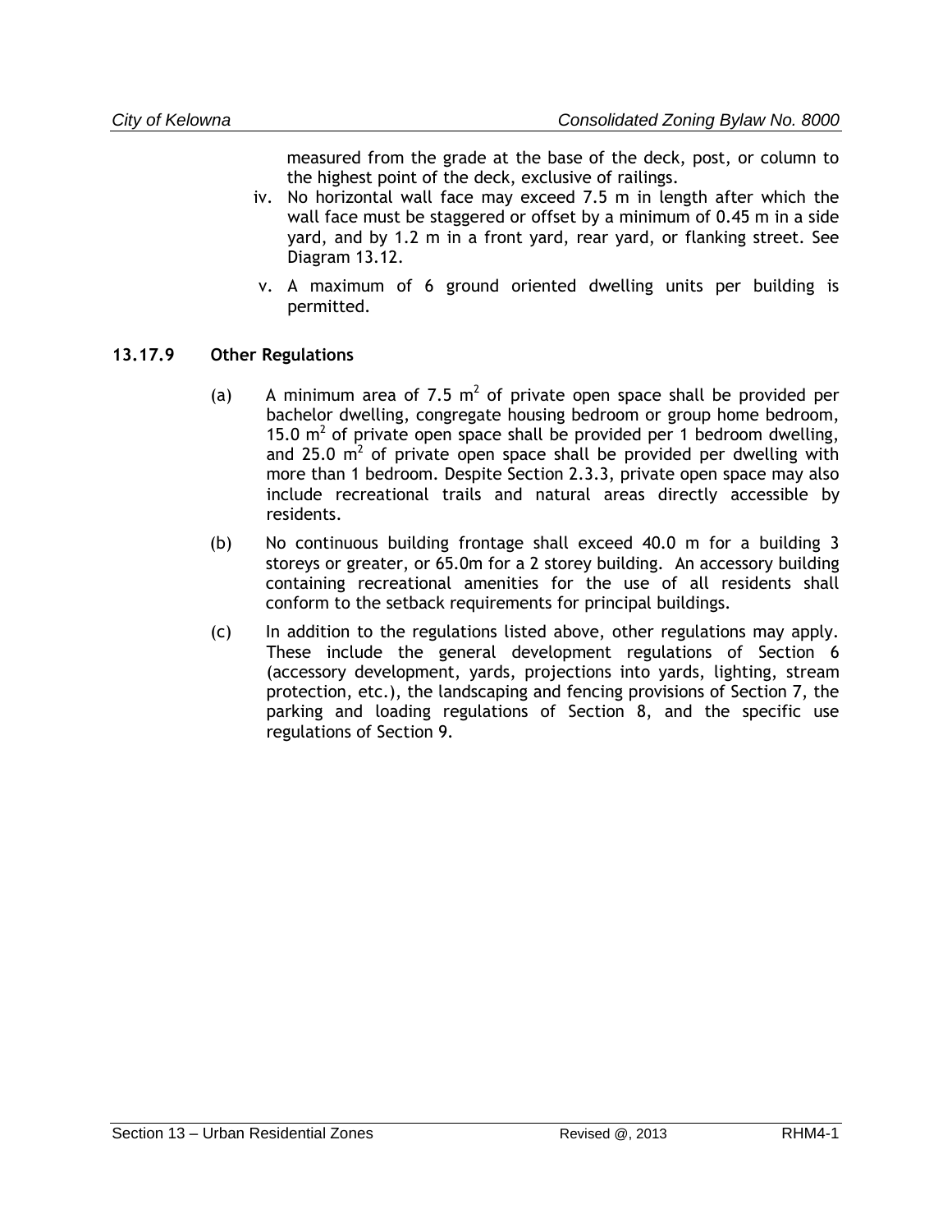measured from the grade at the base of the deck, post, or column to the highest point of the deck, exclusive of railings.

iv. No horizontal wall face may exceed 7.5 m in length after which the wall face must be staggered or offset by a minimum of 0.45 m in a side yard, and by 1.2 m in a front yard, rear yard, or flanking street. See Diagram 13.12.

v. A maximum of 6 ground oriented dwelling units per building is permitted.

### 13.17.9 Other Regulations

(a) A minimum area of 7.5 $m^2$ of private open space shall be provided per bachelor dwelling, congregate housing bedroom or group home bedroom, 15.0 $m^2$ of private open space shall be provided per 1 bedroom dwelling, and 25.0 $m^2$ of private open space shall be provided per dwelling with more than 1 bedroom. Despite Section 2.3.3, private open space may also include recreational trails and natural areas directly accessible by residents.

(b) No continuous building frontage shall exceed 40.0 m for a building 3 storeys or greater, or 65.0m for a 2 storey building. An accessory building containing recreational amenities for the use of all residents shall conform to the setback requirements for principal buildings.

(c) In addition to the regulations listed above, other regulations may apply. These include the general development regulations of Section 6 (accessory development, yards, projections into yards, lighting, stream protection, etc.), the landscaping and fencing provisions of Section 7, the parking and loading regulations of Section 8, and the specific use regulations of Section 9.